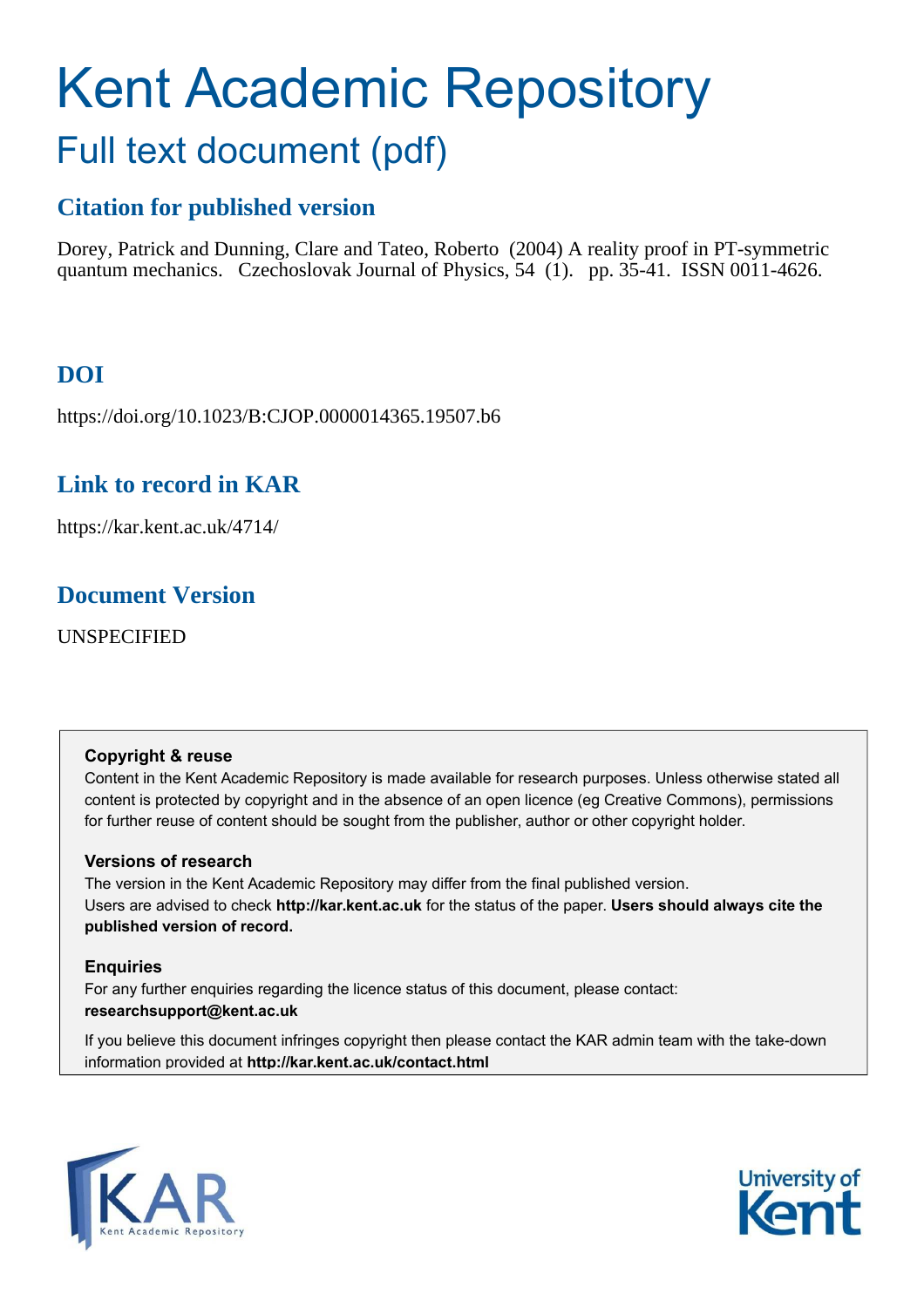# Kent Academic Repository

## Full text document (pdf)

### Citation for published version

Dorey, Patrick and Dunning, Clare and Tateo, Roberto (2004) A reality proof in PT-symmetric quantum mechanics. Czechoslovak Journal of Physics, 54 (1). pp. 35-41. ISSN 0011-4626.

### DOI

https://doi.org/10.1023/B:CJOP.0000014365.19507.b6

### Link to record in KAR

https://kar.kent.ac.uk/4714/

### Document Version

UNSPECIFIED

**Copyright & reuse**

Content in the Kent Academic Repository is made available for research purposes. Unless otherwise stated all content is protected by copyright and in the absence of an open licence (eg Creative Commons), permissions for further reuse of content should be sought from the publisher, author or other copyright holder.

**Versions of research**

The version in the Kent Academic Repository may differ from the final published version. Users are advised to check **http://kar.kent.ac.uk** for the status of the paper. **Users should always cite the published version of record.**

**Enquiries**

For any further enquiries regarding the licence status of this document, please contact: **researchsupport@kent.ac.uk**

If you believe this document infringes copyright then please contact the KAR admin team with the take-down information provided at **http://kar.kent.ac.uk/contact.html**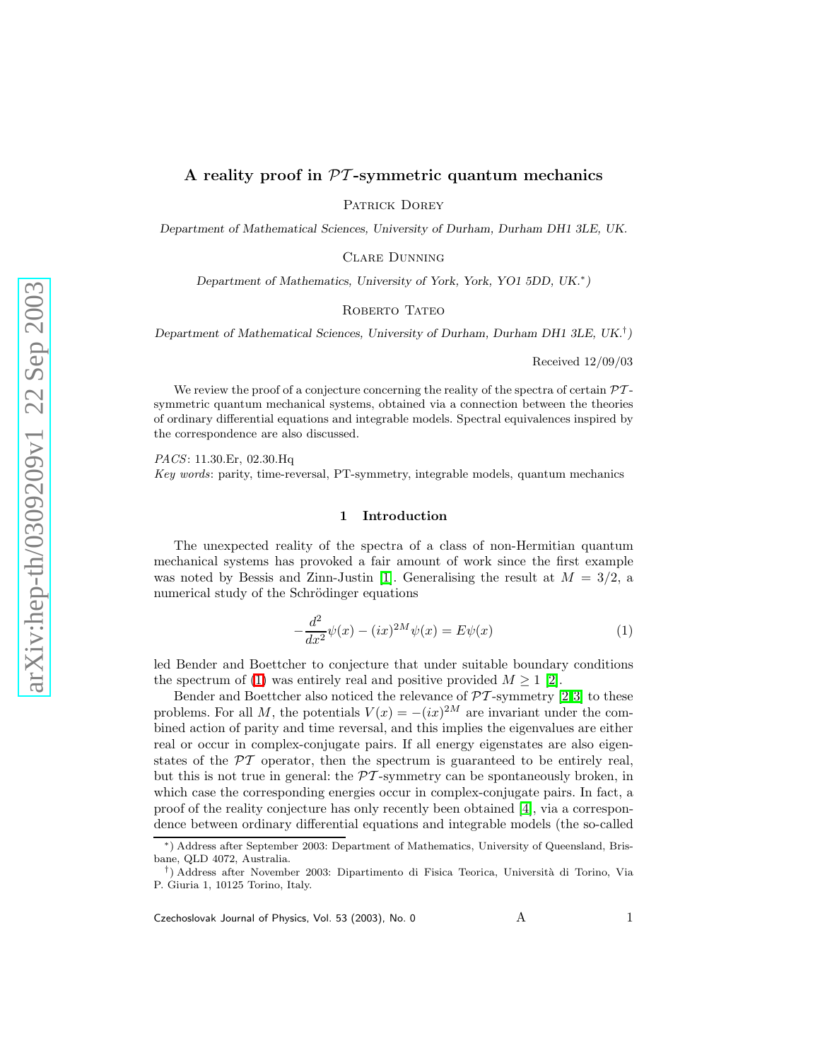# A reality proof in $\mathcal{PT}$-symmetric quantum mechanics

Patrick Dorey

*Department of Mathematical Sciences, University of Durham, Durham DH1 3LE, UK.*

Clare Dunning

*Department of Mathematics, University of York, York, YO1 5DD, UK.\*)*

Roberto Tateo

*Department of Mathematical Sciences, University of Durham, Durham DH1 3LE, UK.†)*

Received 12/09/03

We review the proof of a conjecture concerning the reality of the spectra of certain $\mathcal{PT}$-symmetric quantum mechanical systems, obtained via a connection between the theories of ordinary differential equations and integrable models. Spectral equivalences inspired by the correspondence are also discussed.

*PACS*: 11.30.Er, 02.30.Hq
*Key words*: parity, time-reversal, PT-symmetry, integrable models, quantum mechanics

## 1 Introduction

The unexpected reality of the spectra of a class of non-Hermitian quantum mechanical systems has provoked a fair amount of work since the first example was noted by Bessis and Zinn-Justin [1]. Generalising the result at $M = 3/2$, a numerical study of the Schrödinger equations

$$-\frac{d^2}{dx^2}\psi(x) - (ix)^{2M}\psi(x) = E\psi(x) \tag{1}$$

led Bender and Boettcher to conjecture that under suitable boundary conditions the spectrum of (1) was entirely real and positive provided $M \geq 1$ [2].

Bender and Boettcher also noticed the relevance of $\mathcal{PT}$-symmetry [2,3] to these problems. For all $M$, the potentials $V(x) = -(ix)^{2M}$ are invariant under the combined action of parity and time reversal, and this implies the eigenvalues are either real or occur in complex-conjugate pairs. If all energy eigenstates are also eigenstates of the $\mathcal{PT}$ operator, then the spectrum is guaranteed to be entirely real, but this is not true in general: the $\mathcal{PT}$-symmetry can be spontaneously broken, in which case the corresponding energies occur in complex-conjugate pairs. In fact, a proof of the reality conjecture has only recently been obtained [4], via a correspondence between ordinary differential equations and integrable models (the so-called

\*) Address after September 2003: Department of Mathematics, University of Queensland, Brisbane, QLD 4072, Australia.

†) Address after November 2003: Dipartimento di Fisica Teorica, Università di Torino, Via P. Giuria 1, 10125 Torino, Italy.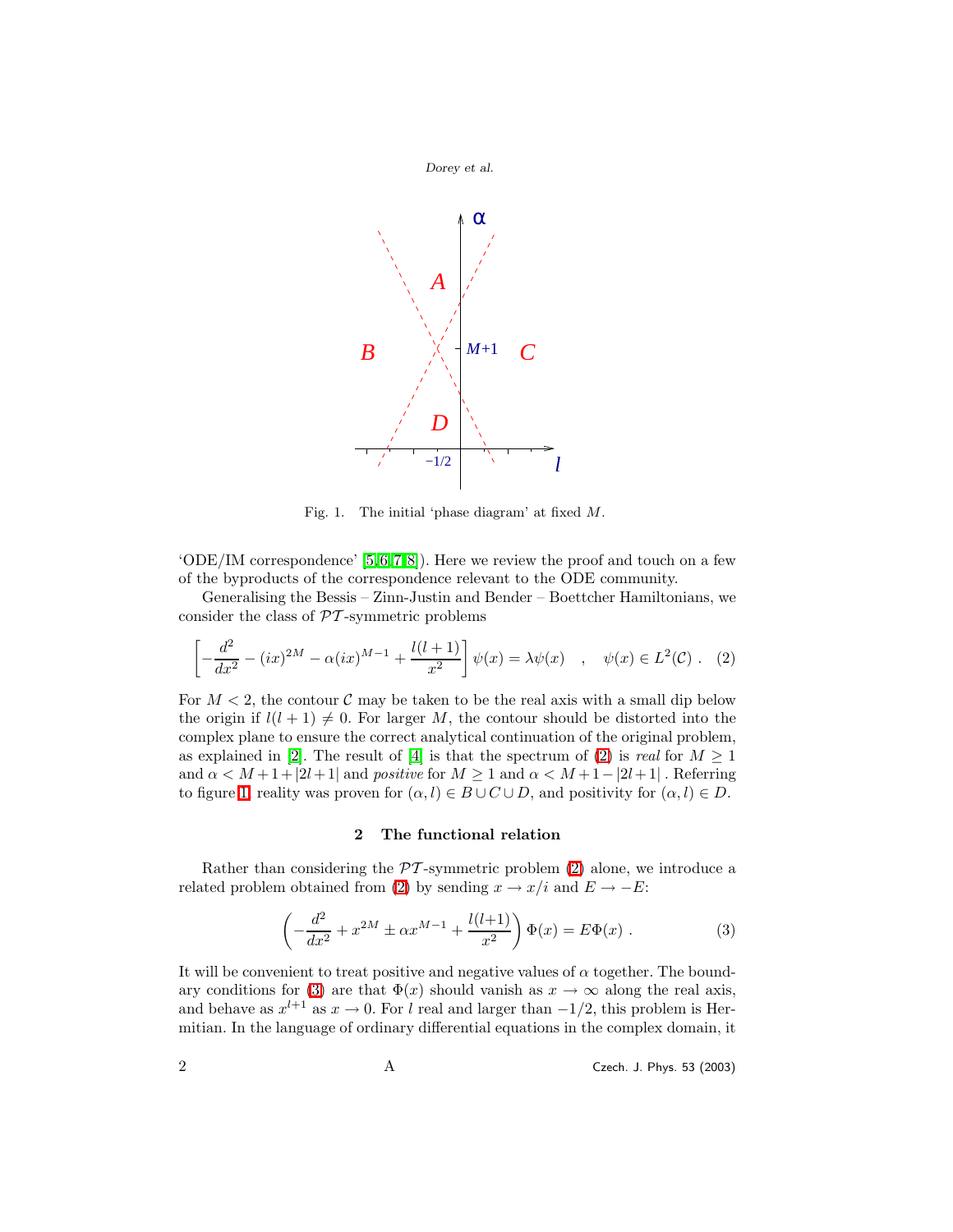Fig. 1. The initial 'phase diagram' at fixed $M$.

'ODE/IM correspondence' [5, 6, 7, 8]). Here we review the proof and touch on a few of the byproducts of the correspondence relevant to the ODE community.

Generalising the Bessis – Zinn-Justin and Bender – Boettcher Hamiltonians, we consider the class of $\mathcal{PT}$-symmetric problems

$$\left[-\frac{d^2}{dx^2} - (ix)^{2M} - \alpha(ix)^{M-1} + \frac{l(l+1)}{x^2}\right]\psi(x) = \lambda\psi(x) \quad , \quad \psi(x) \in L^2(\mathcal{C}) \ . \tag{2}$$

For $M < 2$, the contour $\mathcal{C}$ may be taken to be the real axis with a small dip below the origin if $l(l+1) \neq 0$. For larger $M$, the contour should be distorted into the complex plane to ensure the correct analytical continuation of the original problem, as explained in [2]. The result of [4] is that the spectrum of (2) is *real* for $M \geq 1$ and $\alpha < M+1+|2l+1|$ and *positive* for $M \geq 1$ and $\alpha < M+1-|2l+1|$ . Referring to figure 1, reality was proven for $(\alpha, l) \in B \cup C \cup D$, and positivity for $(\alpha, l) \in D$.

## 2 The functional relation

Rather than considering the $\mathcal{PT}$-symmetric problem (2) alone, we introduce a related problem obtained from (2) by sending $x \to x/i$ and $E \to -E$:

$$\left(-\frac{d^2}{dx^2} + x^{2M} \pm \alpha x^{M-1} + \frac{l(l+1)}{x^2}\right)\Phi(x) = E\Phi(x) \ . \tag{3}$$

It will be convenient to treat positive and negative values of $\alpha$ together. The boundary conditions for (3) are that $\Phi(x)$ should vanish as $x \to \infty$ along the real axis, and behave as $x^{l+1}$ as $x \to 0$. For $l$ real and larger than $-1/2$, this problem is Hermitian. In the language of ordinary differential equations in the complex domain, it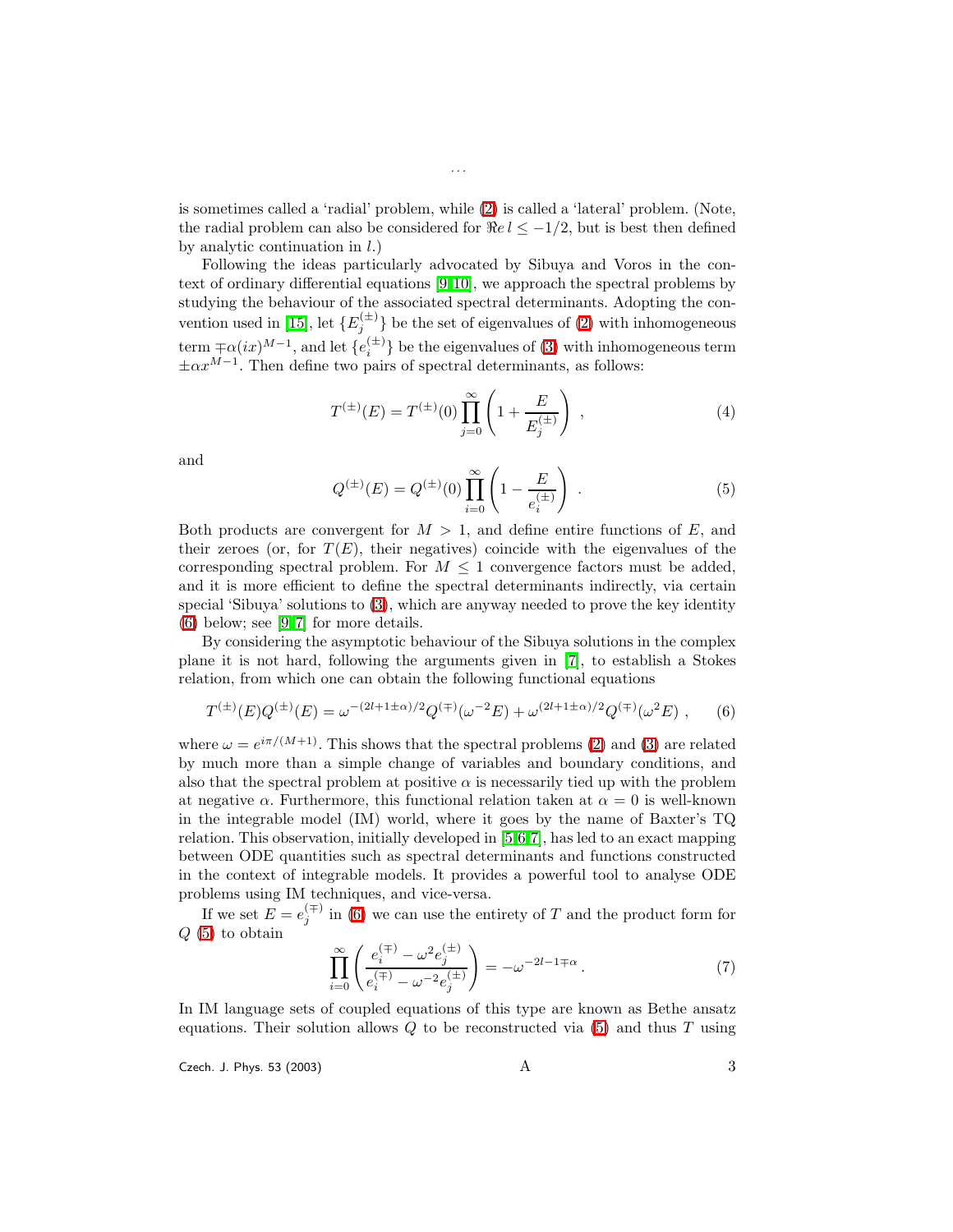is sometimes called a 'radial' problem, while (2) is called a 'lateral' problem. (Note, the radial problem can also be considered for $\Re e\, l \leq -1/2$, but is best then defined by analytic continuation in $l$.)

Following the ideas particularly advocated by Sibuya and Voros in the context of ordinary differential equations [9,10], we approach the spectral problems by studying the behaviour of the associated spectral determinants. Adopting the convention used in [15], let $\{E_j^{(\pm)}\}$ be the set of eigenvalues of (2) with inhomogeneous term $\mp\alpha(ix)^{M-1}$, and let $\{e_i^{(\pm)}\}$ be the eigenvalues of (3) with inhomogeneous term $\pm\alpha x^{M-1}$. Then define two pairs of spectral determinants, as follows:

$$T^{(\pm)}(E) = T^{(\pm)}(0) \prod_{j=0}^{\infty} \left(1 + \frac{E}{E_j^{(\pm)}}\right) , \tag{4}$$

and

$$Q^{(\pm)}(E) = Q^{(\pm)}(0) \prod_{i=0}^{\infty} \left(1 - \frac{E}{e_i^{(\pm)}}\right) . \tag{5}$$

Both products are convergent for $M > 1$, and define entire functions of $E$, and their zeroes (or, for $T(E)$, their negatives) coincide with the eigenvalues of the corresponding spectral problem. For $M \leq 1$ convergence factors must be added, and it is more efficient to define the spectral determinants indirectly, via certain special 'Sibuya' solutions to (3), which are anyway needed to prove the key identity (6) below; see [9,7] for more details.

By considering the asymptotic behaviour of the Sibuya solutions in the complex plane it is not hard, following the arguments given in [7], to establish a Stokes relation, from which one can obtain the following functional equations

$$T^{(\pm)}(E)Q^{(\pm)}(E) = \omega^{-(2l+1\pm\alpha)/2} Q^{(\mp)}(\omega^{-2}E) + \omega^{(2l+1\pm\alpha)/2} Q^{(\mp)}(\omega^{2}E) , \tag{6}$$

where $\omega = e^{i\pi/(M+1)}$. This shows that the spectral problems (2) and (3) are related by much more than a simple change of variables and boundary conditions, and also that the spectral problem at positive $\alpha$ is necessarily tied up with the problem at negative $\alpha$. Furthermore, this functional relation taken at $\alpha = 0$ is well-known in the integrable model (IM) world, where it goes by the name of Baxter's TQ relation. This observation, initially developed in [5,6,7], has led to an exact mapping between ODE quantities such as spectral determinants and functions constructed in the context of integrable models. It provides a powerful tool to analyse ODE problems using IM techniques, and vice-versa.

If we set $E = e_j^{(\mp)}$ in (6) we can use the entirety of $T$ and the product form for $Q$ (5) to obtain

$$\prod_{i=0}^{\infty} \left( \frac{e_i^{(\mp)} - \omega^2 e_j^{(\pm)}}{e_i^{(\mp)} - \omega^{-2} e_j^{(\pm)}} \right) = -\omega^{-2l-1\mp\alpha} . \tag{7}$$

In IM language sets of coupled equations of this type are known as Bethe ansatz equations. Their solution allows $Q$ to be reconstructed via (5) and thus $T$ using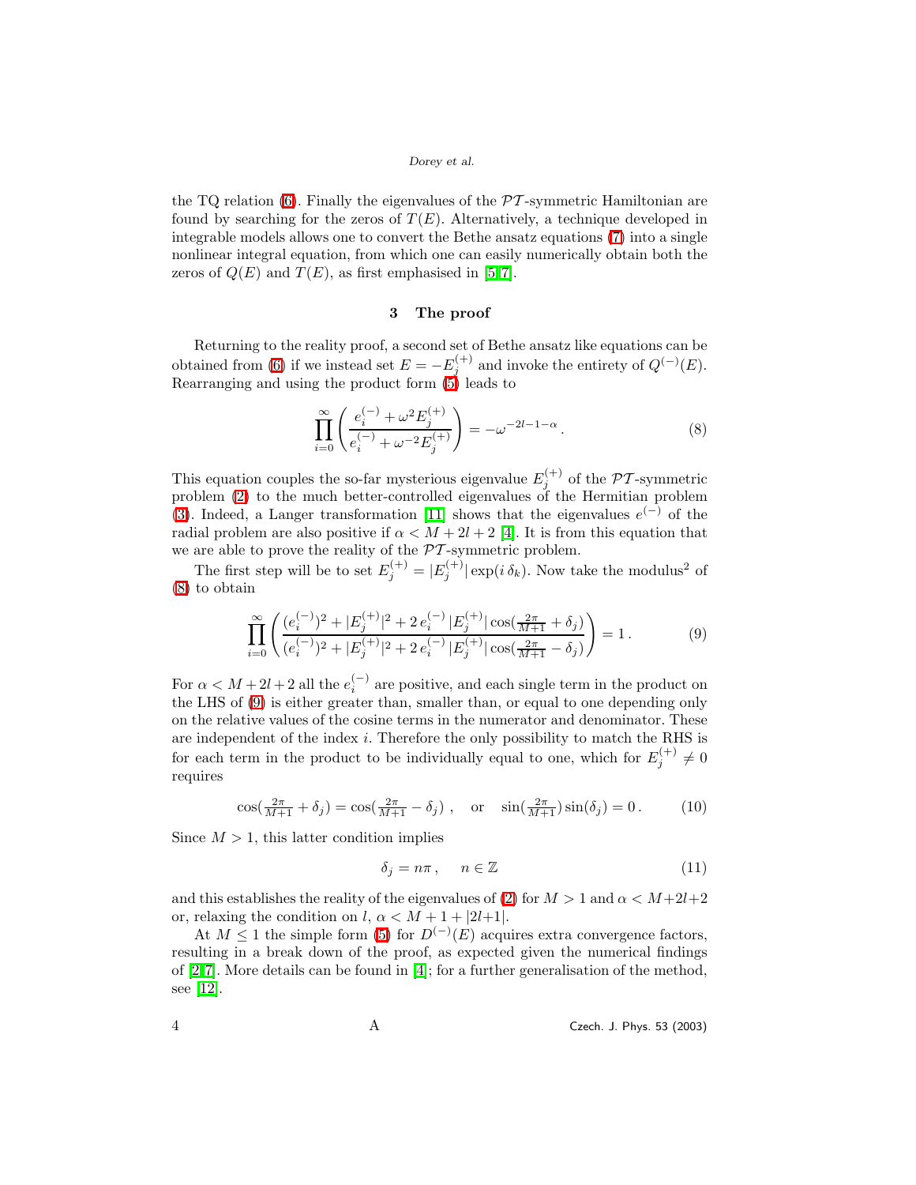the TQ relation (6). Finally the eigenvalues of the $\mathcal{PT}$-symmetric Hamiltonian are found by searching for the zeros of $T(E)$. Alternatively, a technique developed in integrable models allows one to convert the Bethe ansatz equations (7) into a single nonlinear integral equation, from which one can easily numerically obtain both the zeros of $Q(E)$ and $T(E)$, as first emphasised in [5,7].

## 3 The proof

Returning to the reality proof, a second set of Bethe ansatz like equations can be obtained from (6) if we instead set $E = -E_j^{(+)}$ and invoke the entirety of $Q^{(-)}(E)$. Rearranging and using the product form (5) leads to

$$\prod_{i=0}^{\infty} \left( \frac{e_i^{(-)} + \omega^2 E_j^{(+)}}{e_i^{(-)} + \omega^{-2} E_j^{(+)}} \right) = -\omega^{-2l-1-\alpha} . \tag{8}$$

This equation couples the so-far mysterious eigenvalue $E_j^{(+)}$ of the $\mathcal{PT}$-symmetric problem (2) to the much better-controlled eigenvalues of the Hermitian problem (3). Indeed, a Langer transformation [11] shows that the eigenvalues $e^{(-)}$ of the radial problem are also positive if $\alpha < M + 2l + 2$ [4]. It is from this equation that we are able to prove the reality of the $\mathcal{PT}$-symmetric problem.

The first step will be to set $E_j^{(+)} = |E_j^{(+)}| \exp(i\,\delta_k)$. Now take the modulus$^2$ of (8) to obtain

$$\prod_{i=0}^{\infty} \left( \frac{(e_i^{(-)})^2 + |E_j^{(+)}|^2 + 2\, e_i^{(-)} |E_j^{(+)}| \cos(\frac{2\pi}{M+1} + \delta_j)}{(e_i^{(-)})^2 + |E_j^{(+)}|^2 + 2\, e_i^{(-)} |E_j^{(+)}| \cos(\frac{2\pi}{M+1} - \delta_j)} \right) = 1 . \tag{9}$$

For $\alpha < M+2l+2$ all the $e_i^{(-)}$ are positive, and each single term in the product on the LHS of (9) is either greater than, smaller than, or equal to one depending only on the relative values of the cosine terms in the numerator and denominator. These are independent of the index $i$. Therefore the only possibility to match the RHS is for each term in the product to be individually equal to one, which for $E_j^{(+)} \neq 0$ requires

$$\cos(\tfrac{2\pi}{M+1} + \delta_j) = \cos(\tfrac{2\pi}{M+1} - \delta_j) \ , \quad \text{or} \quad \sin(\tfrac{2\pi}{M+1}) \sin(\delta_j) = 0 . \tag{10}$$

Since $M > 1$, this latter condition implies

$$\delta_j = n\pi \, , \quad n \in \mathbb{Z} \tag{11}$$

and this establishes the reality of the eigenvalues of (2) for $M > 1$ and $\alpha < M+2l+2$ or, relaxing the condition on $l$, $\alpha < M + 1 + |2l+1|$.

At $M \leq 1$ the simple form (5) for $D^{(-)}(E)$ acquires extra convergence factors, resulting in a break down of the proof, as expected given the numerical findings of [2,7]. More details can be found in [4]; for a further generalisation of the method, see [12].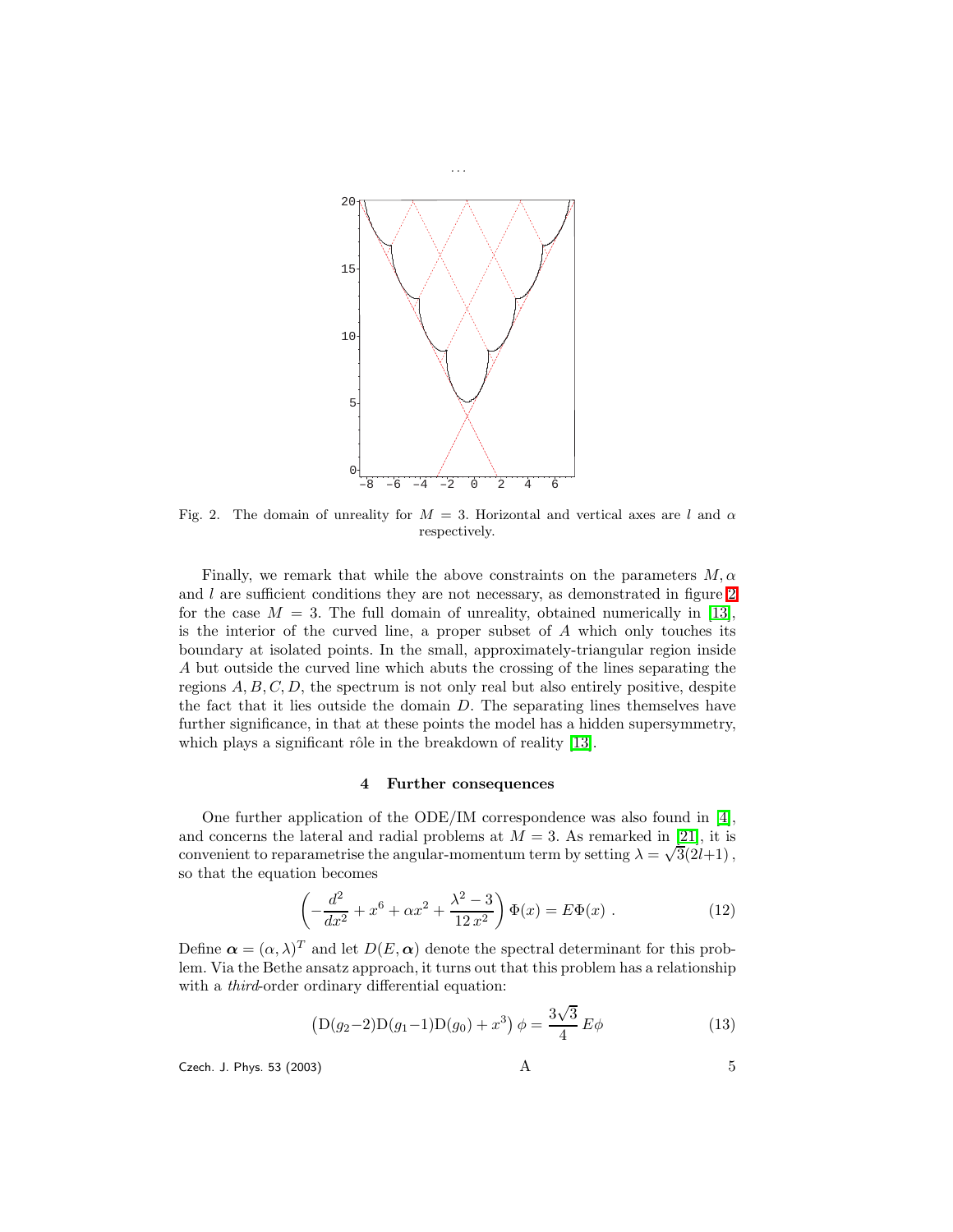Fig. 2. The domain of unreality for $M = 3$. Horizontal and vertical axes are $l$ and $\alpha$ respectively.

Finally, we remark that while the above constraints on the parameters $M, \alpha$ and $l$ are sufficient conditions they are not necessary, as demonstrated in figure 2 for the case $M = 3$. The full domain of unreality, obtained numerically in [13], is the interior of the curved line, a proper subset of $A$ which only touches its boundary at isolated points. In the small, approximately-triangular region inside $A$ but outside the curved line which abuts the crossing of the lines separating the regions $A, B, C, D$, the spectrum is not only real but also entirely positive, despite the fact that it lies outside the domain $D$. The separating lines themselves have further significance, in that at these points the model has a hidden supersymmetry, which plays a significant rôle in the breakdown of reality [13].

## 4 Further consequences

One further application of the ODE/IM correspondence was also found in [4], and concerns the lateral and radial problems at $M = 3$. As remarked in [21], it is convenient to reparametrise the angular-momentum term by setting $\lambda = \sqrt{3}(2l+1)$, so that the equation becomes

$$\left( -\frac{d^2}{dx^2} + x^6 + \alpha x^2 + \frac{\lambda^2 - 3}{12\, x^2} \right) \Phi(x) = E \Phi(x) \; . \tag{12}$$

Define $\boldsymbol{\alpha} = (\alpha, \lambda)^T$ and let $D(E, \boldsymbol{\alpha})$ denote the spectral determinant for this problem. Via the Bethe ansatz approach, it turns out that this problem has a relationship with a *third*-order ordinary differential equation:

$$\left( \mathrm{D}(g_2{-}2)\mathrm{D}(g_1{-}1)\mathrm{D}(g_0) + x^3 \right) \phi = \frac{3\sqrt{3}}{4}\, E \phi \tag{13}$$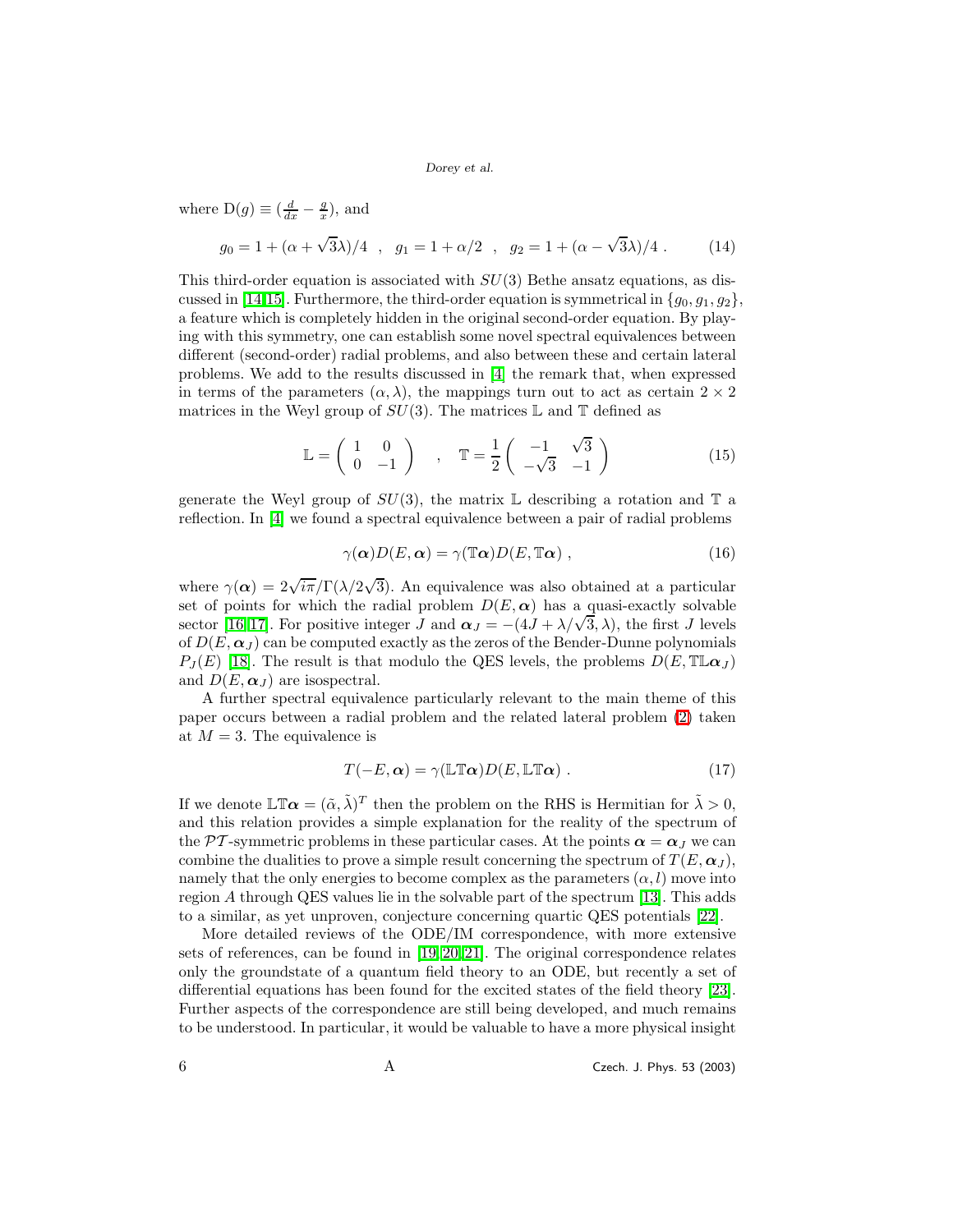where $\mathrm{D}(g) \equiv (\frac{d}{dx} - \frac{g}{x})$, and

$$g_0 = 1 + (\alpha + \sqrt{3}\lambda)/4 \quad , \quad g_1 = 1 + \alpha/2 \quad , \quad g_2 = 1 + (\alpha - \sqrt{3}\lambda)/4 \; . \tag{14}$$

This third-order equation is associated with $SU(3)$ Bethe ansatz equations, as discussed in [14,15]. Furthermore, the third-order equation is symmetrical in $\{g_0, g_1, g_2\}$, a feature which is completely hidden in the original second-order equation. By playing with this symmetry, one can establish some novel spectral equivalences between different (second-order) radial problems, and also between these and certain lateral problems. We add to the results discussed in [4] the remark that, when expressed in terms of the parameters $(\alpha, \lambda)$, the mappings turn out to act as certain $2 \times 2$ matrices in the Weyl group of $SU(3)$. The matrices $\mathbb{L}$ and $\mathbb{T}$ defined as

$$\mathbb{L} = \begin{pmatrix} 1 & 0 \\ 0 & -1 \end{pmatrix} \quad , \quad \mathbb{T} = \frac{1}{2} \begin{pmatrix} -1 & \sqrt{3} \\ -\sqrt{3} & -1 \end{pmatrix} \tag{15}$$

generate the Weyl group of $SU(3)$, the matrix $\mathbb{L}$ describing a rotation and $\mathbb{T}$ a reflection. In [4] we found a spectral equivalence between a pair of radial problems

$$\gamma(\boldsymbol{\alpha}) D(E, \boldsymbol{\alpha}) = \gamma(\mathbb{T}\boldsymbol{\alpha}) D(E, \mathbb{T}\boldsymbol{\alpha}) \; , \tag{16}$$

where $\gamma(\boldsymbol{\alpha}) = 2\sqrt{i\pi}/\Gamma(\lambda/2\sqrt{3})$. An equivalence was also obtained at a particular set of points for which the radial problem $D(E, \boldsymbol{\alpha})$ has a quasi-exactly solvable sector [16,17]. For positive integer $J$ and $\boldsymbol{\alpha}_J = -(4J + \lambda/\sqrt{3}, \lambda)$, the first $J$ levels of $D(E, \boldsymbol{\alpha}_J)$ can be computed exactly as the zeros of the Bender-Dunne polynomials $P_J(E)$ [18]. The result is that modulo the QES levels, the problems $D(E, \mathbb{T}\mathbb{L}\boldsymbol{\alpha}_J)$ and $D(E, \boldsymbol{\alpha}_J)$ are isospectral.

A further spectral equivalence particularly relevant to the main theme of this paper occurs between a radial problem and the related lateral problem (2) taken at $M = 3$. The equivalence is

$$T(-E, \boldsymbol{\alpha}) = \gamma(\mathbb{L}\mathbb{T}\boldsymbol{\alpha}) D(E, \mathbb{L}\mathbb{T}\boldsymbol{\alpha}) \; . \tag{17}$$

If we denote $\mathbb{L}\mathbb{T}\boldsymbol{\alpha} = (\tilde{\alpha}, \tilde{\lambda})^T$ then the problem on the RHS is Hermitian for $\tilde{\lambda} > 0$, and this relation provides a simple explanation for the reality of the spectrum of the $\mathcal{PT}$-symmetric problems in these particular cases. At the points $\boldsymbol{\alpha} = \boldsymbol{\alpha}_J$ we can combine the dualities to prove a simple result concerning the spectrum of $T(E, \boldsymbol{\alpha}_J)$, namely that the only energies to become complex as the parameters $(\alpha, l)$ move into region $A$ through QES values lie in the solvable part of the spectrum [13]. This adds to a similar, as yet unproven, conjecture concerning quartic QES potentials [22].

More detailed reviews of the ODE/IM correspondence, with more extensive sets of references, can be found in [19,20,21]. The original correspondence relates only the groundstate of a quantum field theory to an ODE, but recently a set of differential equations has been found for the excited states of the field theory [23]. Further aspects of the correspondence are still being developed, and much remains to be understood. In particular, it would be valuable to have a more physical insight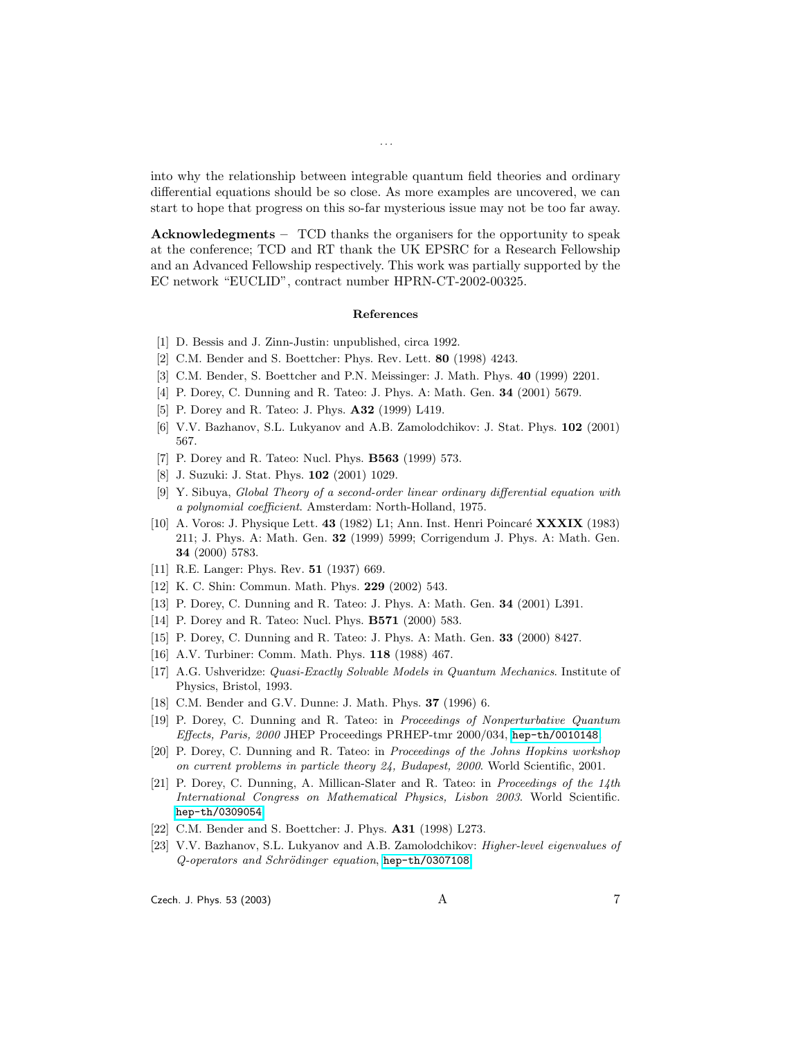. . .

into why the relationship between integrable quantum field theories and ordinary differential equations should be so close. As more examples are uncovered, we can start to hope that progress on this so-far mysterious issue may not be too far away.

**Acknowledgments** – TCD thanks the organisers for the opportunity to speak at the conference; TCD and RT thank the UK EPSRC for a Research Fellowship and an Advanced Fellowship respectively. This work was partially supported by the EC network "EUCLID", contract number HPRN-CT-2002-00325.

## References

[1] D. Bessis and J. Zinn-Justin: unpublished, circa 1992.

[2] C.M. Bender and S. Boettcher: Phys. Rev. Lett. **80** (1998) 4243.

[3] C.M. Bender, S. Boettcher and P.N. Meissinger: J. Math. Phys. **40** (1999) 2201.

[4] P. Dorey, C. Dunning and R. Tateo: J. Phys. A: Math. Gen. **34** (2001) 5679.

[5] P. Dorey and R. Tateo: J. Phys. **A32** (1999) L419.

[6] V.V. Bazhanov, S.L. Lukyanov and A.B. Zamolodchikov: J. Stat. Phys. **102** (2001) 567.

[7] P. Dorey and R. Tateo: Nucl. Phys. **B563** (1999) 573.

[8] J. Suzuki: J. Stat. Phys. **102** (2001) 1029.

[9] Y. Sibuya, *Global Theory of a second-order linear ordinary differential equation with a polynomial coefficient*. Amsterdam: North-Holland, 1975.

[10] A. Voros: J. Physique Lett. **43** (1982) L1; Ann. Inst. Henri Poincaré **XXXIX** (1983) 211; J. Phys. A: Math. Gen. **32** (1999) 5999; Corrigendum J. Phys. A: Math. Gen. **34** (2000) 5783.

[11] R.E. Langer: Phys. Rev. **51** (1937) 669.

[12] K. C. Shin: Commun. Math. Phys. **229** (2002) 543.

[13] P. Dorey, C. Dunning and R. Tateo: J. Phys. A: Math. Gen. **34** (2001) L391.

[14] P. Dorey and R. Tateo: Nucl. Phys. **B571** (2000) 583.

[15] P. Dorey, C. Dunning and R. Tateo: J. Phys. A: Math. Gen. **33** (2000) 8427.

[16] A.V. Turbiner: Comm. Math. Phys. **118** (1988) 467.

[17] A.G. Ushveridze: *Quasi-Exactly Solvable Models in Quantum Mechanics*. Institute of Physics, Bristol, 1993.

[18] C.M. Bender and G.V. Dunne: J. Math. Phys. **37** (1996) 6.

[19] P. Dorey, C. Dunning and R. Tateo: in *Proceedings of Nonperturbative Quantum Effects, Paris, 2000* JHEP Proceedings PRHEP-tmr 2000/034, hep-th/0010148.

[20] P. Dorey, C. Dunning and R. Tateo: in *Proceedings of the Johns Hopkins workshop on current problems in particle theory 24, Budapest, 2000*. World Scientific, 2001.

[21] P. Dorey, C. Dunning, A. Millican-Slater and R. Tateo: in *Proceedings of the 14th International Congress on Mathematical Physics, Lisbon 2003*. World Scientific. hep-th/0309054.

[22] C.M. Bender and S. Boettcher: J. Phys. **A31** (1998) L273.

[23] V.V. Bazhanov, S.L. Lukyanov and A.B. Zamolodchikov: *Higher-level eigenvalues of Q-operators and Schrödinger equation*, hep-th/0307108.